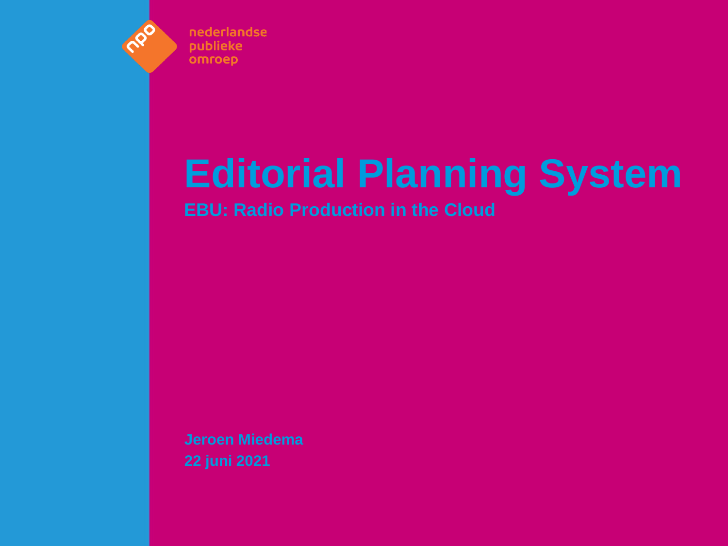nederlandse
publieke
omroep

# Editorial Planning System

## EBU: Radio Production in the Cloud

**Jeroen Miedema**
**22 juni 2021**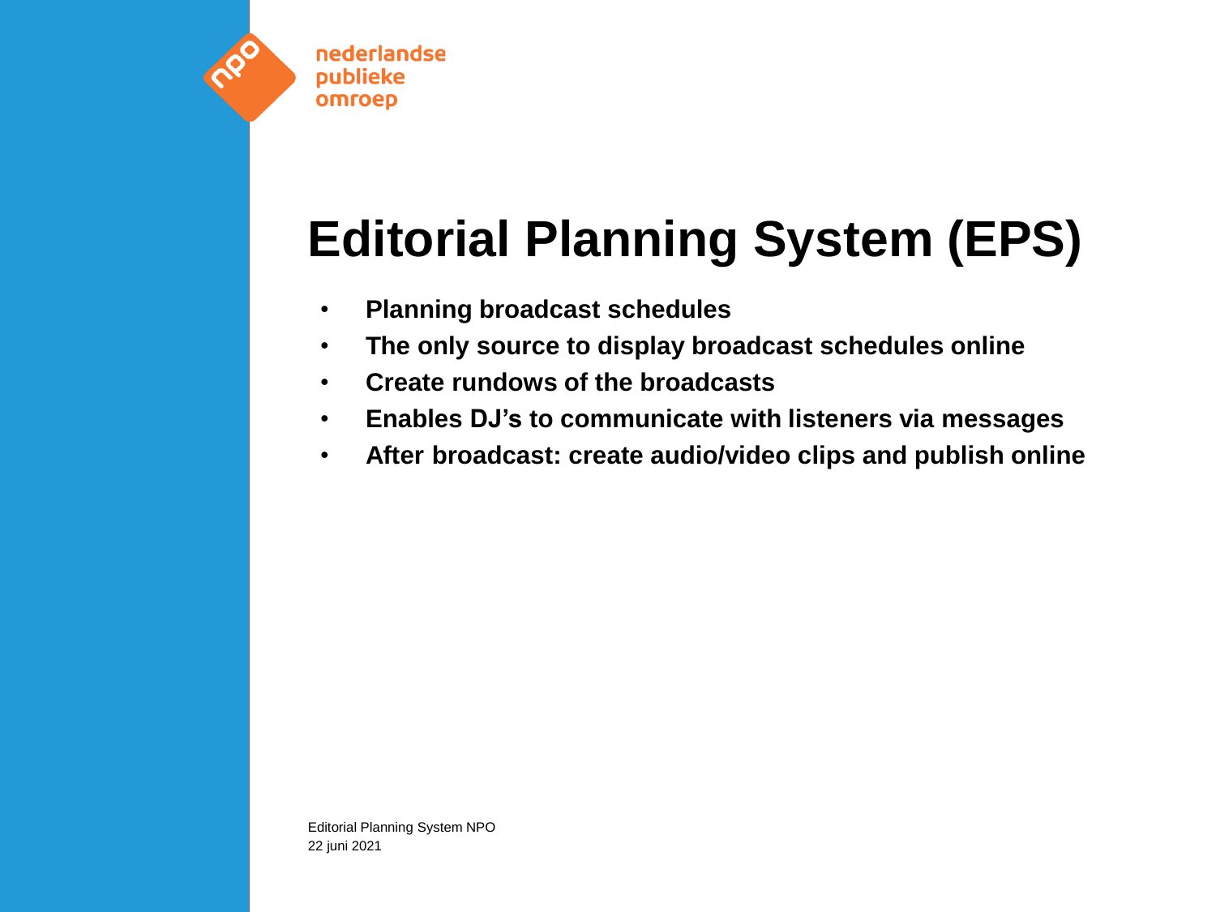# Editorial Planning System (EPS)

- **Planning broadcast schedules**
- **The only source to display broadcast schedules online**
- **Create rundowns of the broadcasts**
- **Enables DJ's to communicate with listeners via messages**
- **After broadcast: create audio/video clips and publish online**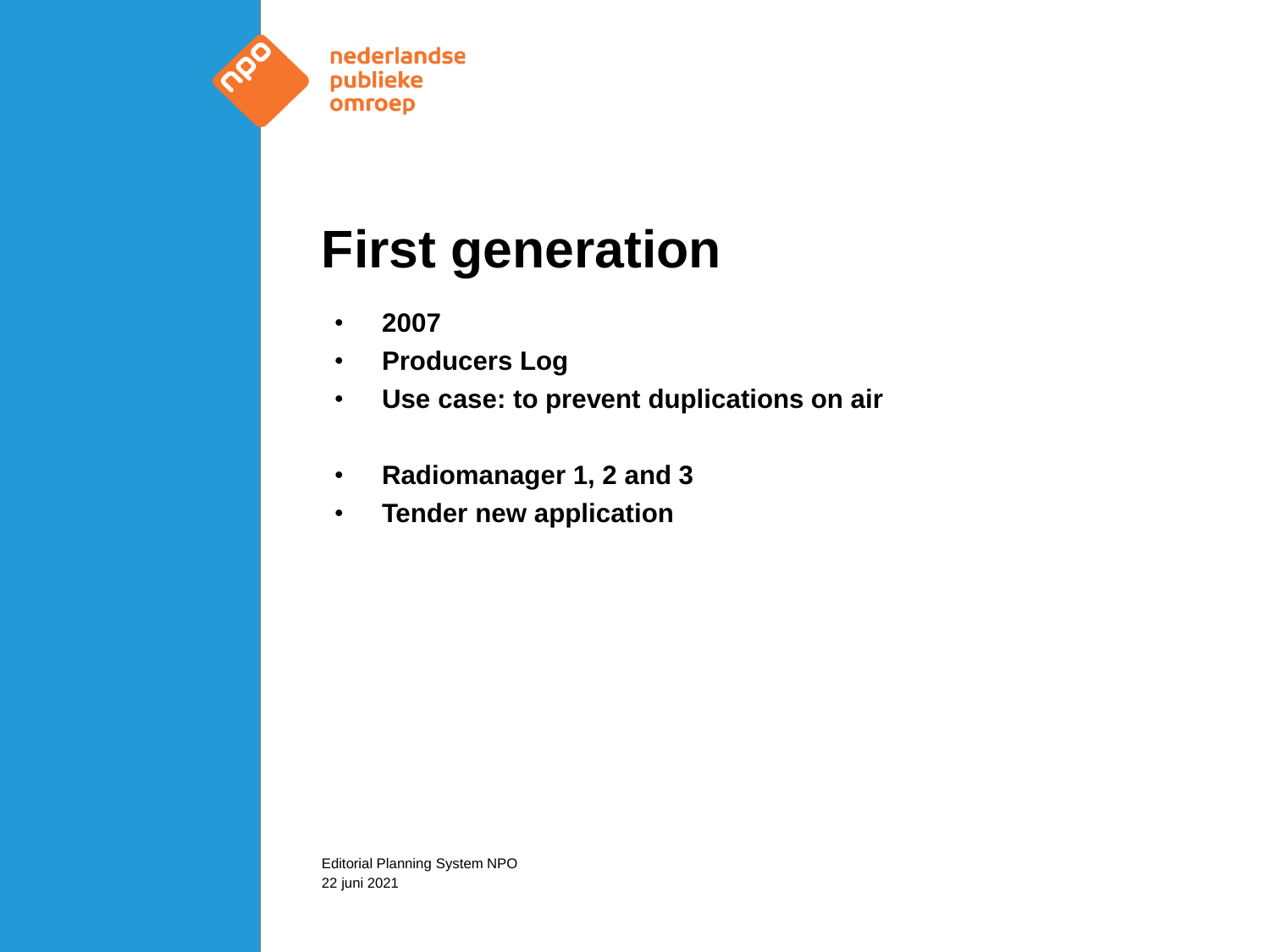# First generation

- **2007**
- **Producers Log**
- **Use case: to prevent duplications on air**

- **Radiomanager 1, 2 and 3**
- **Tender new application**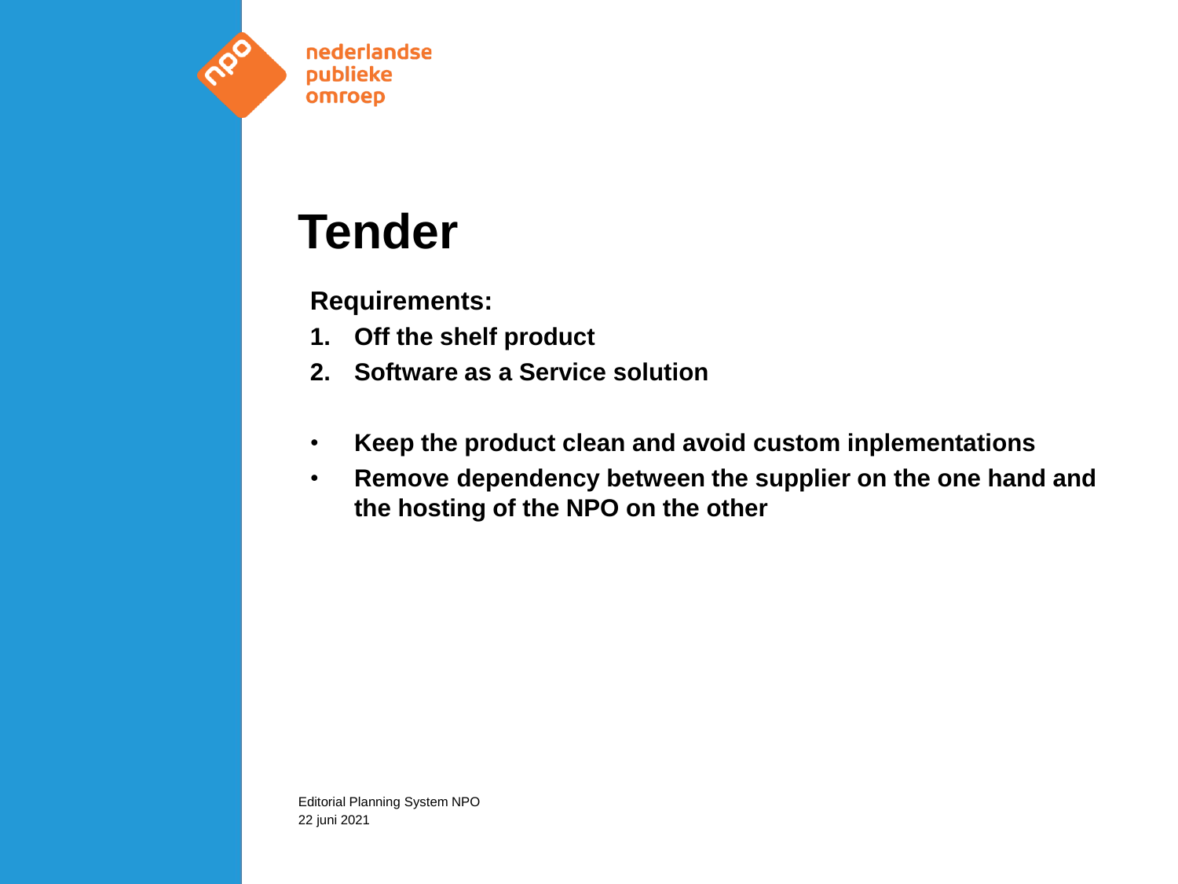# Tender

**Requirements:**

1. **Off the shelf product**
2. **Software as a Service solution**

- **Keep the product clean and avoid custom inplementations**
- **Remove dependency between the supplier on the one hand and the hosting of the NPO on the other**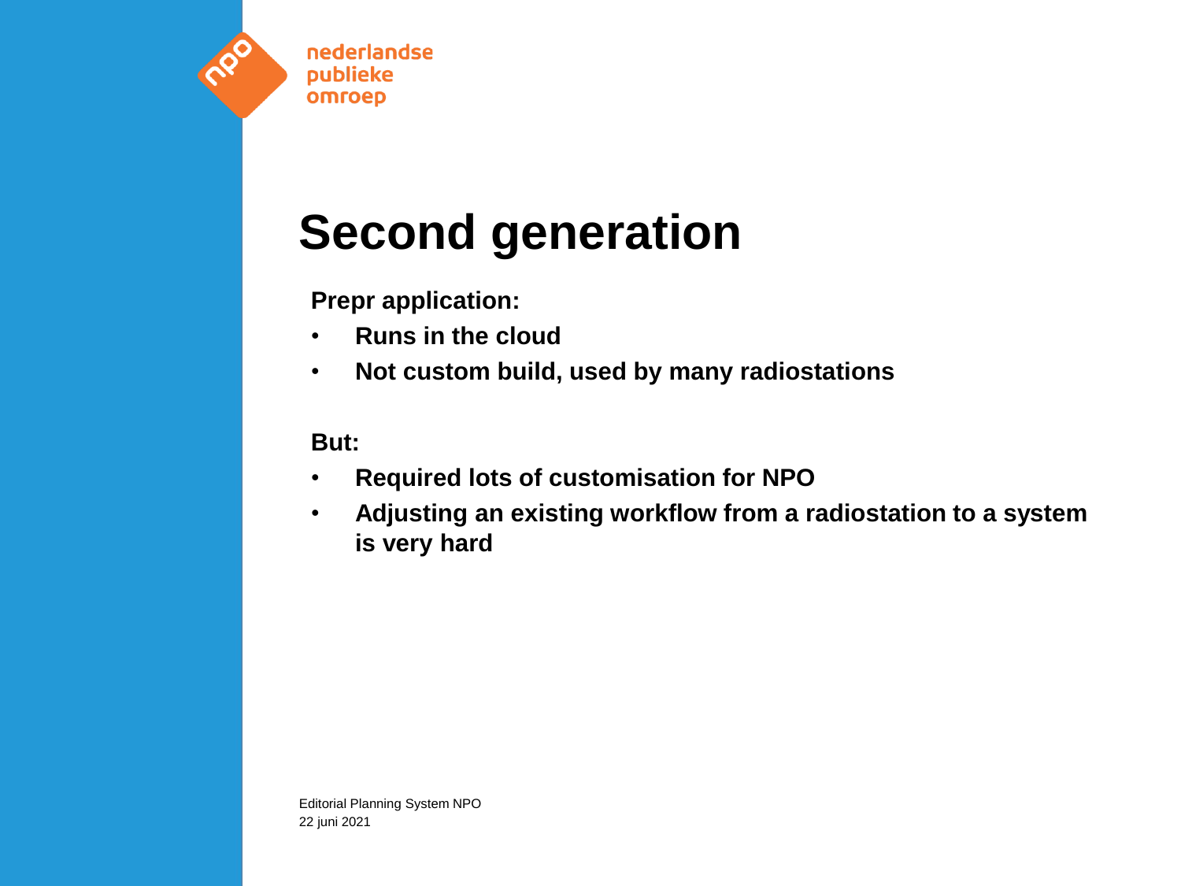# Second generation

**Prepr application:**

- **Runs in the cloud**
- **Not custom build, used by many radiostations**

**But:**

- **Required lots of customisation for NPO**
- **Adjusting an existing workflow from a radiostation to a system is very hard**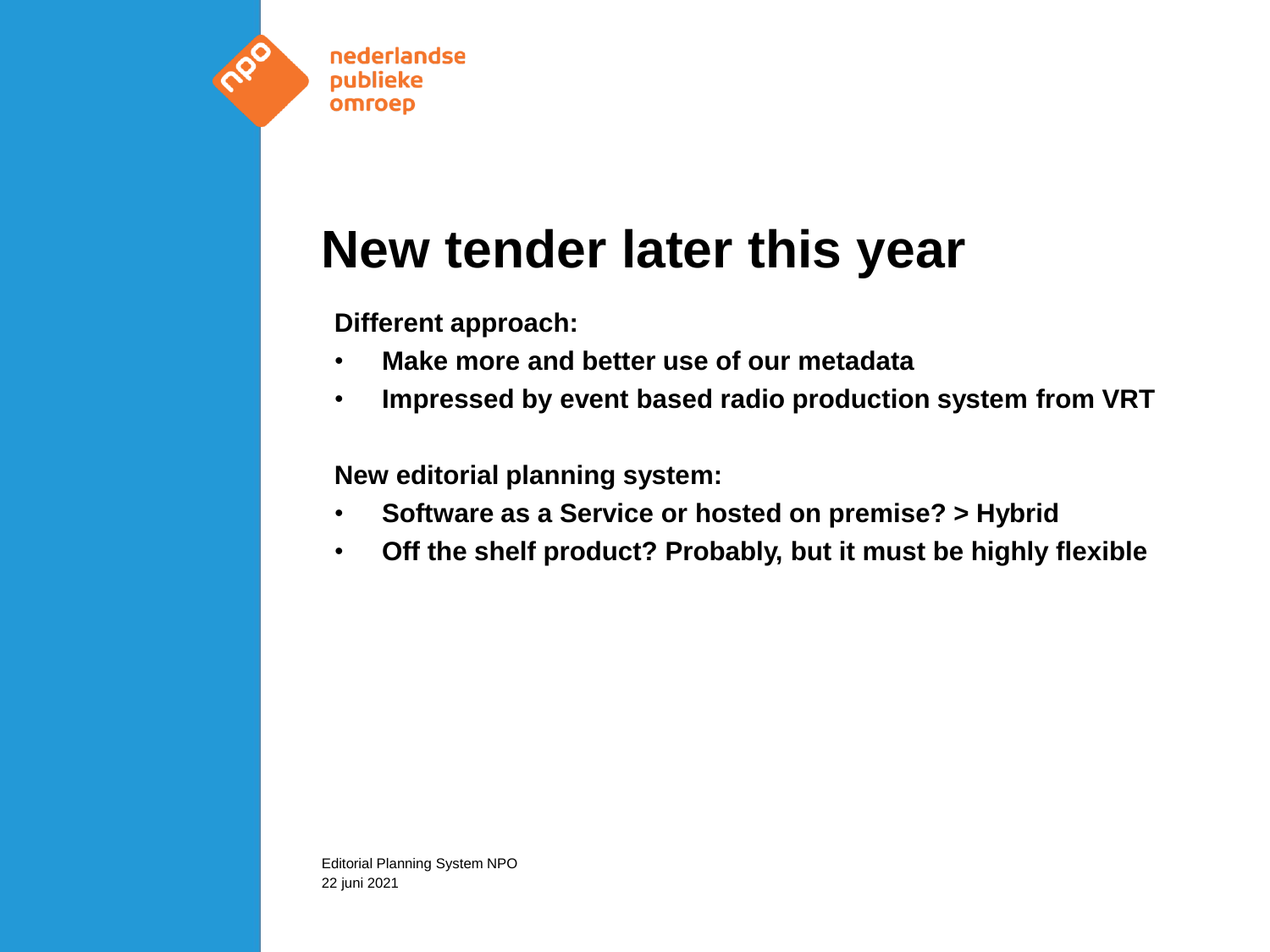# New tender later this year

**Different approach:**

- **Make more and better use of our metadata**
- **Impressed by event based radio production system from VRT**

**New editorial planning system:**

- **Software as a Service or hosted on premise? > Hybrid**
- **Off the shelf product? Probably, but it must be highly flexible**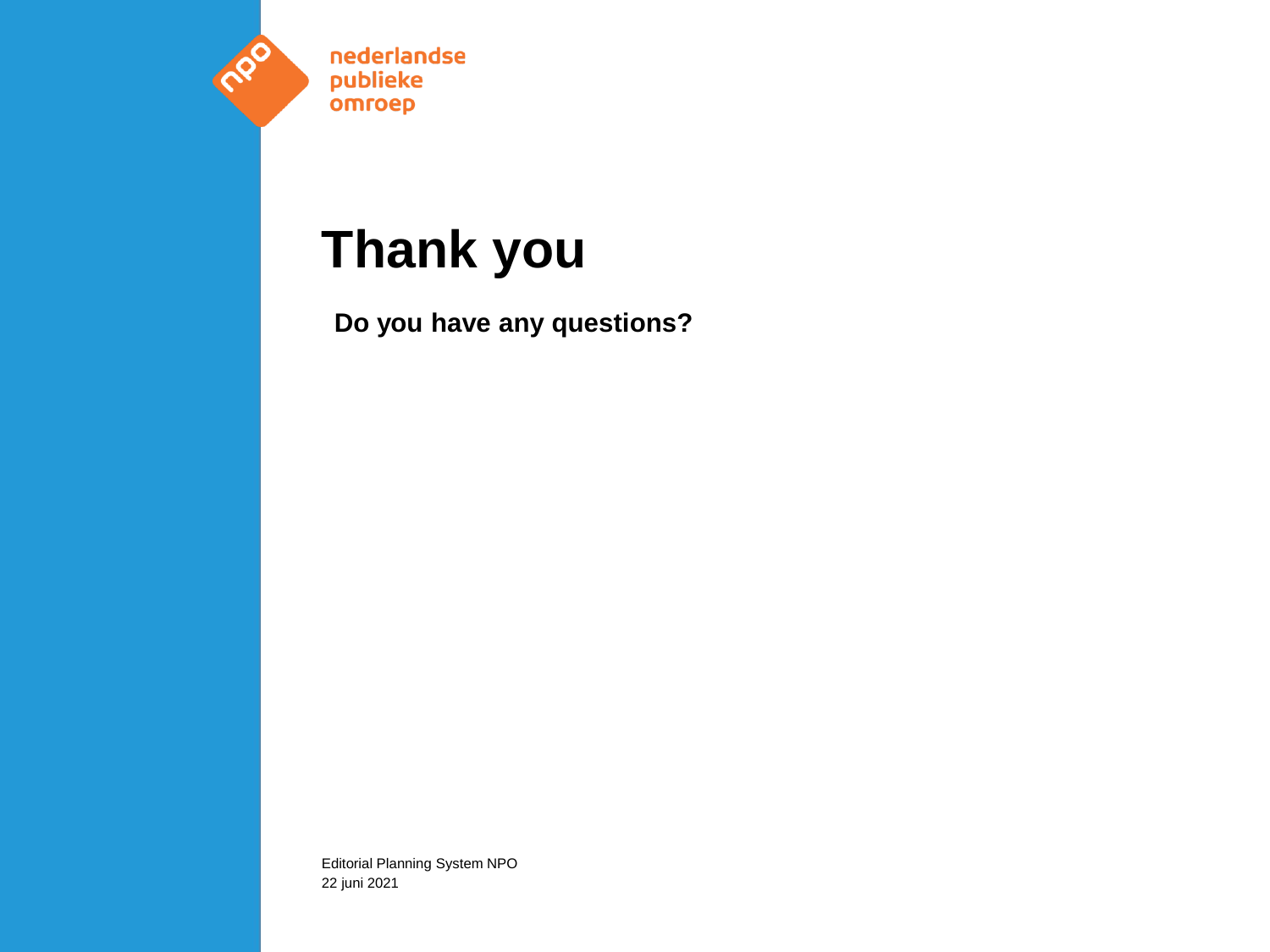# Thank you

**Do you have any questions?**

Editorial Planning System NPO
22 juni 2021